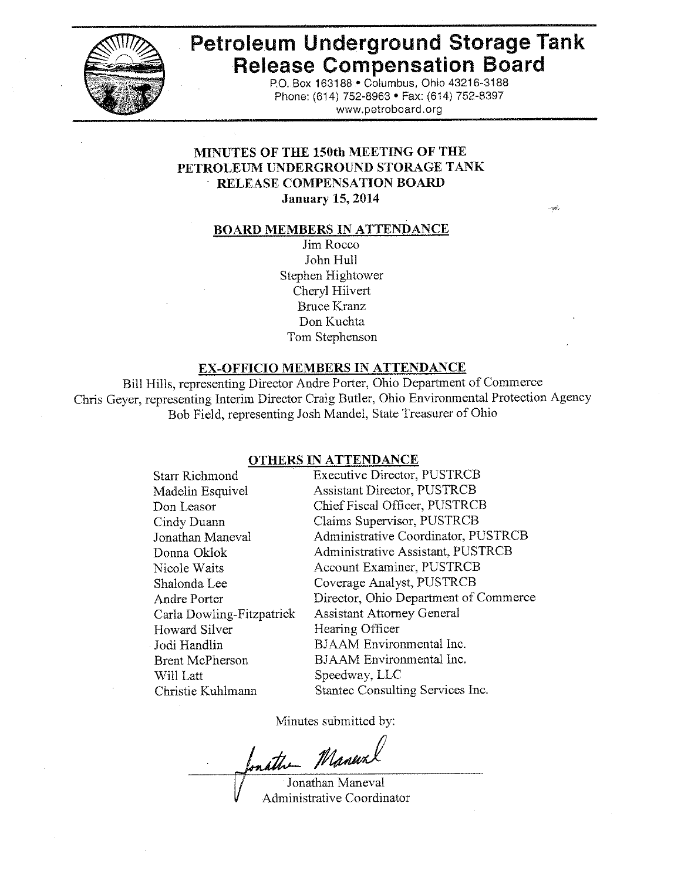# Petroleum Underground Storage Tank Release Compensation Board

P.O. Box 163188 • Columbus, Ohio 43216-3188
Phone: (614) 752-8963 • Fax: (614) 752-8397
www.petroboard.org

## MINUTES OF THE 150th MEETING OF THE PETROLEUM UNDERGROUND STORAGE TANK RELEASE COMPENSATION BOARD

**January 15, 2014**

### BOARD MEMBERS IN ATTENDANCE

Jim Rocco
John Hull
Stephen Hightower
Cheryl Hilvert
Bruce Kranz
Don Kuchta
Tom Stephenson

### EX-OFFICIO MEMBERS IN ATTENDANCE

Bill Hills, representing Director Andre Porter, Ohio Department of Commerce
Chris Geyer, representing Interim Director Craig Butler, Ohio Environmental Protection Agency
Bob Field, representing Josh Mandel, State Treasurer of Ohio

### OTHERS IN ATTENDANCE

| | |
|---|---|
| Starr Richmond | Executive Director, PUSTRCB |
| Madelin Esquivel | Assistant Director, PUSTRCB |
| Don Leasor | Chief Fiscal Officer, PUSTRCB |
| Cindy Duann | Claims Supervisor, PUSTRCB |
| Jonathan Maneval | Administrative Coordinator, PUSTRCB |
| Donna Oklok | Administrative Assistant, PUSTRCB |
| Nicole Waits | Account Examiner, PUSTRCB |
| Shalonda Lee | Coverage Analyst, PUSTRCB |
| Andre Porter | Director, Ohio Department of Commerce |
| Carla Dowling-Fitzpatrick | Assistant Attorney General |
| Howard Silver | Hearing Officer |
| Jodi Handlin | BJAAM Environmental Inc. |
| Brent McPherson | BJAAM Environmental Inc. |
| Will Latt | Speedway, LLC |
| Christie Kuhlmann | Stantec Consulting Services Inc. |

Minutes submitted by:

Jonathan Maneval
Administrative Coordinator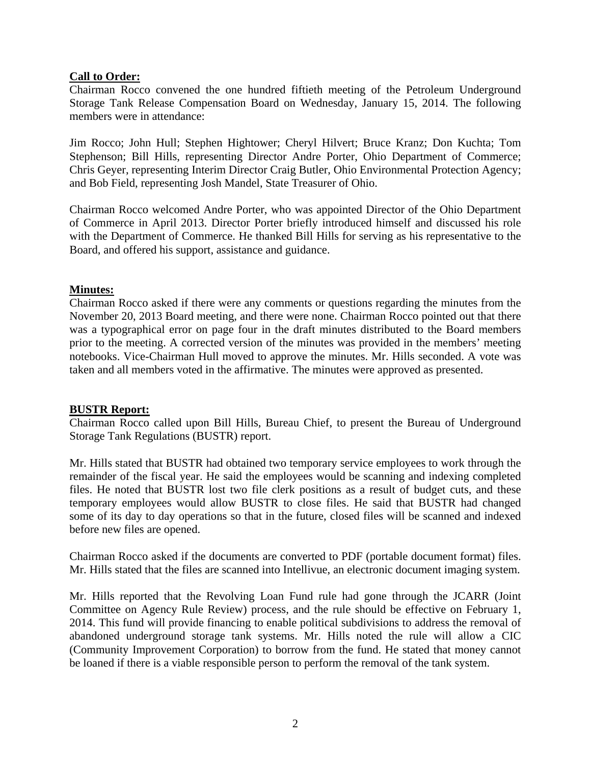**Call to Order:**

Chairman Rocco convened the one hundred fiftieth meeting of the Petroleum Underground Storage Tank Release Compensation Board on Wednesday, January 15, 2014. The following members were in attendance:

Jim Rocco; John Hull; Stephen Hightower; Cheryl Hilvert; Bruce Kranz; Don Kuchta; Tom Stephenson; Bill Hills, representing Director Andre Porter, Ohio Department of Commerce; Chris Geyer, representing Interim Director Craig Butler, Ohio Environmental Protection Agency; and Bob Field, representing Josh Mandel, State Treasurer of Ohio.

Chairman Rocco welcomed Andre Porter, who was appointed Director of the Ohio Department of Commerce in April 2013. Director Porter briefly introduced himself and discussed his role with the Department of Commerce. He thanked Bill Hills for serving as his representative to the Board, and offered his support, assistance and guidance.

**Minutes:**

Chairman Rocco asked if there were any comments or questions regarding the minutes from the November 20, 2013 Board meeting, and there were none. Chairman Rocco pointed out that there was a typographical error on page four in the draft minutes distributed to the Board members prior to the meeting. A corrected version of the minutes was provided in the members' meeting notebooks. Vice-Chairman Hull moved to approve the minutes. Mr. Hills seconded. A vote was taken and all members voted in the affirmative. The minutes were approved as presented.

**BUSTR Report:**

Chairman Rocco called upon Bill Hills, Bureau Chief, to present the Bureau of Underground Storage Tank Regulations (BUSTR) report.

Mr. Hills stated that BUSTR had obtained two temporary service employees to work through the remainder of the fiscal year. He said the employees would be scanning and indexing completed files. He noted that BUSTR lost two file clerk positions as a result of budget cuts, and these temporary employees would allow BUSTR to close files. He said that BUSTR had changed some of its day to day operations so that in the future, closed files will be scanned and indexed before new files are opened.

Chairman Rocco asked if the documents are converted to PDF (portable document format) files. Mr. Hills stated that the files are scanned into Intellivue, an electronic document imaging system.

Mr. Hills reported that the Revolving Loan Fund rule had gone through the JCARR (Joint Committee on Agency Rule Review) process, and the rule should be effective on February 1, 2014. This fund will provide financing to enable political subdivisions to address the removal of abandoned underground storage tank systems. Mr. Hills noted the rule will allow a CIC (Community Improvement Corporation) to borrow from the fund. He stated that money cannot be loaned if there is a viable responsible person to perform the removal of the tank system.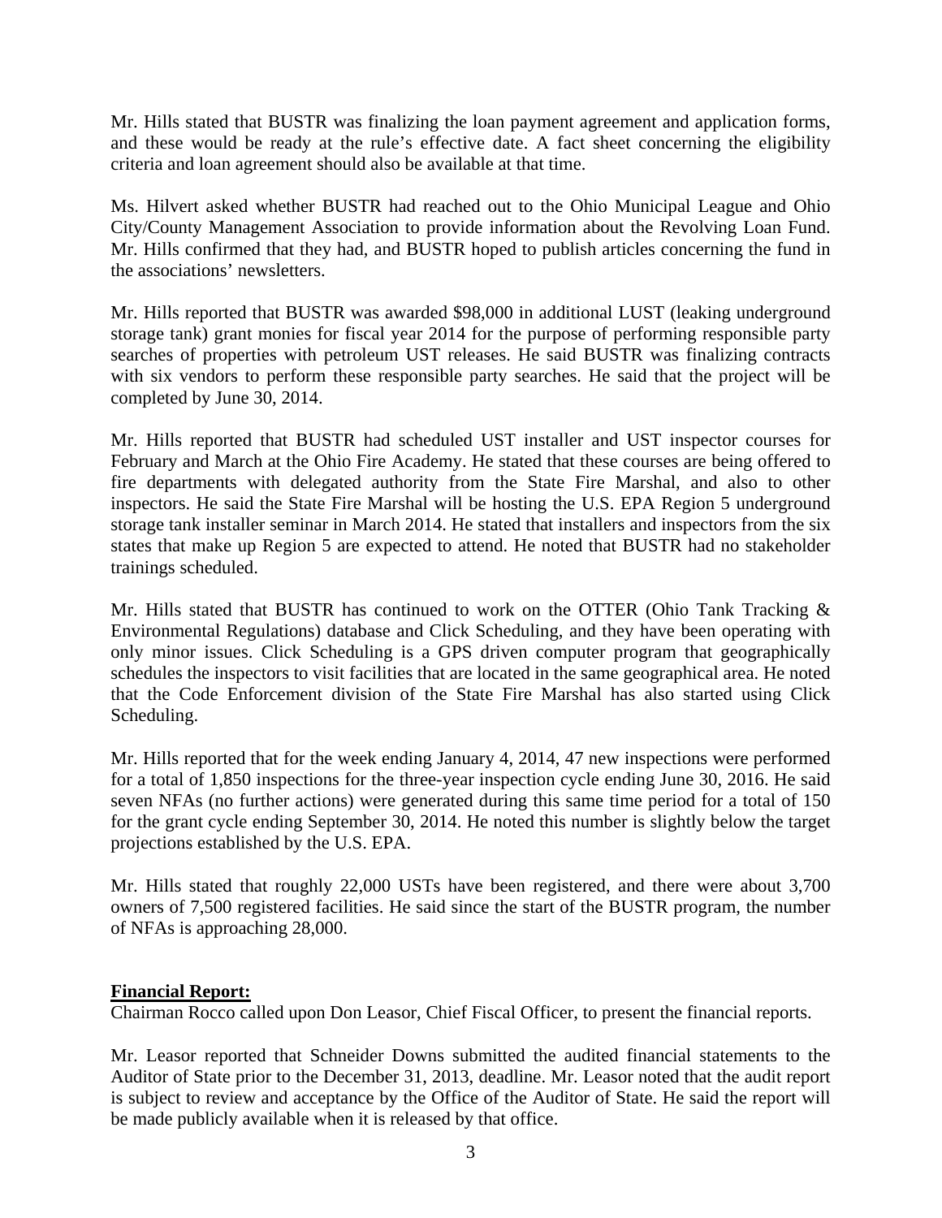Mr. Hills stated that BUSTR was finalizing the loan payment agreement and application forms, and these would be ready at the rule's effective date. A fact sheet concerning the eligibility criteria and loan agreement should also be available at that time.

Ms. Hilvert asked whether BUSTR had reached out to the Ohio Municipal League and Ohio City/County Management Association to provide information about the Revolving Loan Fund. Mr. Hills confirmed that they had, and BUSTR hoped to publish articles concerning the fund in the associations' newsletters.

Mr. Hills reported that BUSTR was awarded $98,000 in additional LUST (leaking underground storage tank) grant monies for fiscal year 2014 for the purpose of performing responsible party searches of properties with petroleum UST releases. He said BUSTR was finalizing contracts with six vendors to perform these responsible party searches. He said that the project will be completed by June 30, 2014.

Mr. Hills reported that BUSTR had scheduled UST installer and UST inspector courses for February and March at the Ohio Fire Academy. He stated that these courses are being offered to fire departments with delegated authority from the State Fire Marshal, and also to other inspectors. He said the State Fire Marshal will be hosting the U.S. EPA Region 5 underground storage tank installer seminar in March 2014. He stated that installers and inspectors from the six states that make up Region 5 are expected to attend. He noted that BUSTR had no stakeholder trainings scheduled.

Mr. Hills stated that BUSTR has continued to work on the OTTER (Ohio Tank Tracking & Environmental Regulations) database and Click Scheduling, and they have been operating with only minor issues. Click Scheduling is a GPS driven computer program that geographically schedules the inspectors to visit facilities that are located in the same geographical area. He noted that the Code Enforcement division of the State Fire Marshal has also started using Click Scheduling.

Mr. Hills reported that for the week ending January 4, 2014, 47 new inspections were performed for a total of 1,850 inspections for the three-year inspection cycle ending June 30, 2016. He said seven NFAs (no further actions) were generated during this same time period for a total of 150 for the grant cycle ending September 30, 2014. He noted this number is slightly below the target projections established by the U.S. EPA.

Mr. Hills stated that roughly 22,000 USTs have been registered, and there were about 3,700 owners of 7,500 registered facilities. He said since the start of the BUSTR program, the number of NFAs is approaching 28,000.

**Financial Report:**

Chairman Rocco called upon Don Leasor, Chief Fiscal Officer, to present the financial reports.

Mr. Leasor reported that Schneider Downs submitted the audited financial statements to the Auditor of State prior to the December 31, 2013, deadline. Mr. Leasor noted that the audit report is subject to review and acceptance by the Office of the Auditor of State. He said the report will be made publicly available when it is released by that office.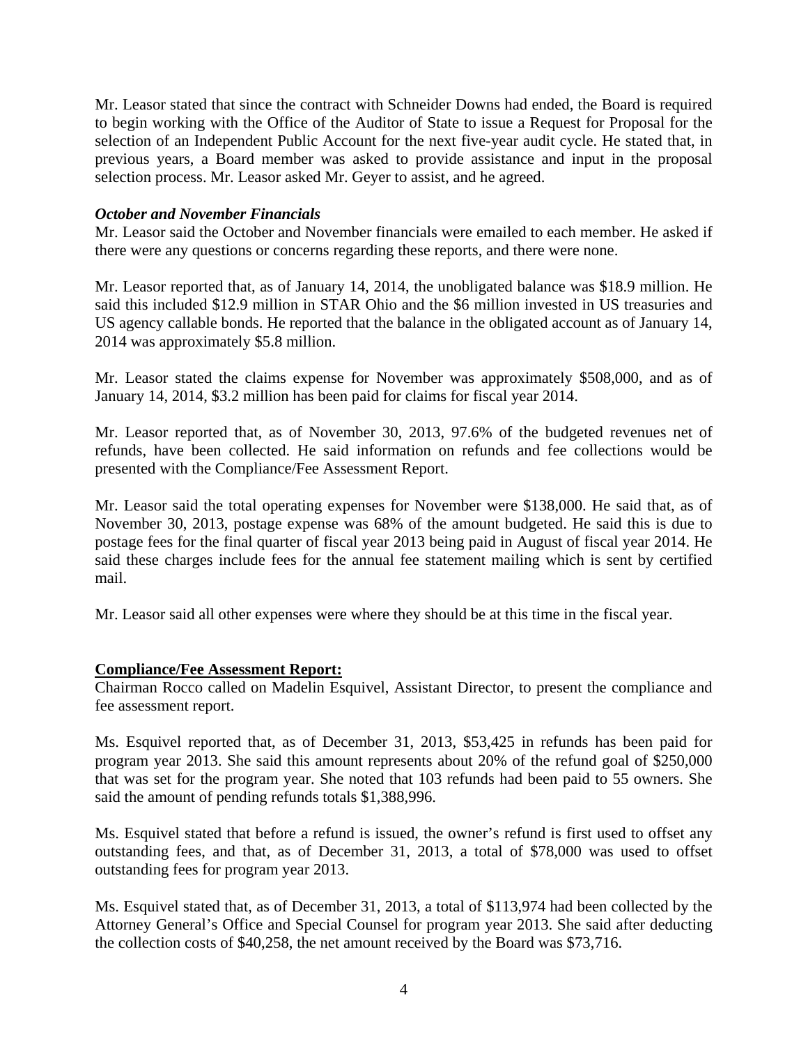Mr. Leasor stated that since the contract with Schneider Downs had ended, the Board is required to begin working with the Office of the Auditor of State to issue a Request for Proposal for the selection of an Independent Public Account for the next five-year audit cycle. He stated that, in previous years, a Board member was asked to provide assistance and input in the proposal selection process. Mr. Leasor asked Mr. Geyer to assist, and he agreed.

***October and November Financials***

Mr. Leasor said the October and November financials were emailed to each member. He asked if there were any questions or concerns regarding these reports, and there were none.

Mr. Leasor reported that, as of January 14, 2014, the unobligated balance was $18.9 million. He said this included $12.9 million in STAR Ohio and the $6 million invested in US treasuries and US agency callable bonds. He reported that the balance in the obligated account as of January 14, 2014 was approximately $5.8 million.

Mr. Leasor stated the claims expense for November was approximately $508,000, and as of January 14, 2014, $3.2 million has been paid for claims for fiscal year 2014.

Mr. Leasor reported that, as of November 30, 2013, 97.6% of the budgeted revenues net of refunds, have been collected. He said information on refunds and fee collections would be presented with the Compliance/Fee Assessment Report.

Mr. Leasor said the total operating expenses for November were $138,000. He said that, as of November 30, 2013, postage expense was 68% of the amount budgeted. He said this is due to postage fees for the final quarter of fiscal year 2013 being paid in August of fiscal year 2014. He said these charges include fees for the annual fee statement mailing which is sent by certified mail.

Mr. Leasor said all other expenses were where they should be at this time in the fiscal year.

**Compliance/Fee Assessment Report:**

Chairman Rocco called on Madelin Esquivel, Assistant Director, to present the compliance and fee assessment report.

Ms. Esquivel reported that, as of December 31, 2013, $53,425 in refunds has been paid for program year 2013. She said this amount represents about 20% of the refund goal of $250,000 that was set for the program year. She noted that 103 refunds had been paid to 55 owners. She said the amount of pending refunds totals $1,388,996.

Ms. Esquivel stated that before a refund is issued, the owner's refund is first used to offset any outstanding fees, and that, as of December 31, 2013, a total of $78,000 was used to offset outstanding fees for program year 2013.

Ms. Esquivel stated that, as of December 31, 2013, a total of $113,974 had been collected by the Attorney General's Office and Special Counsel for program year 2013. She said after deducting the collection costs of $40,258, the net amount received by the Board was $73,716.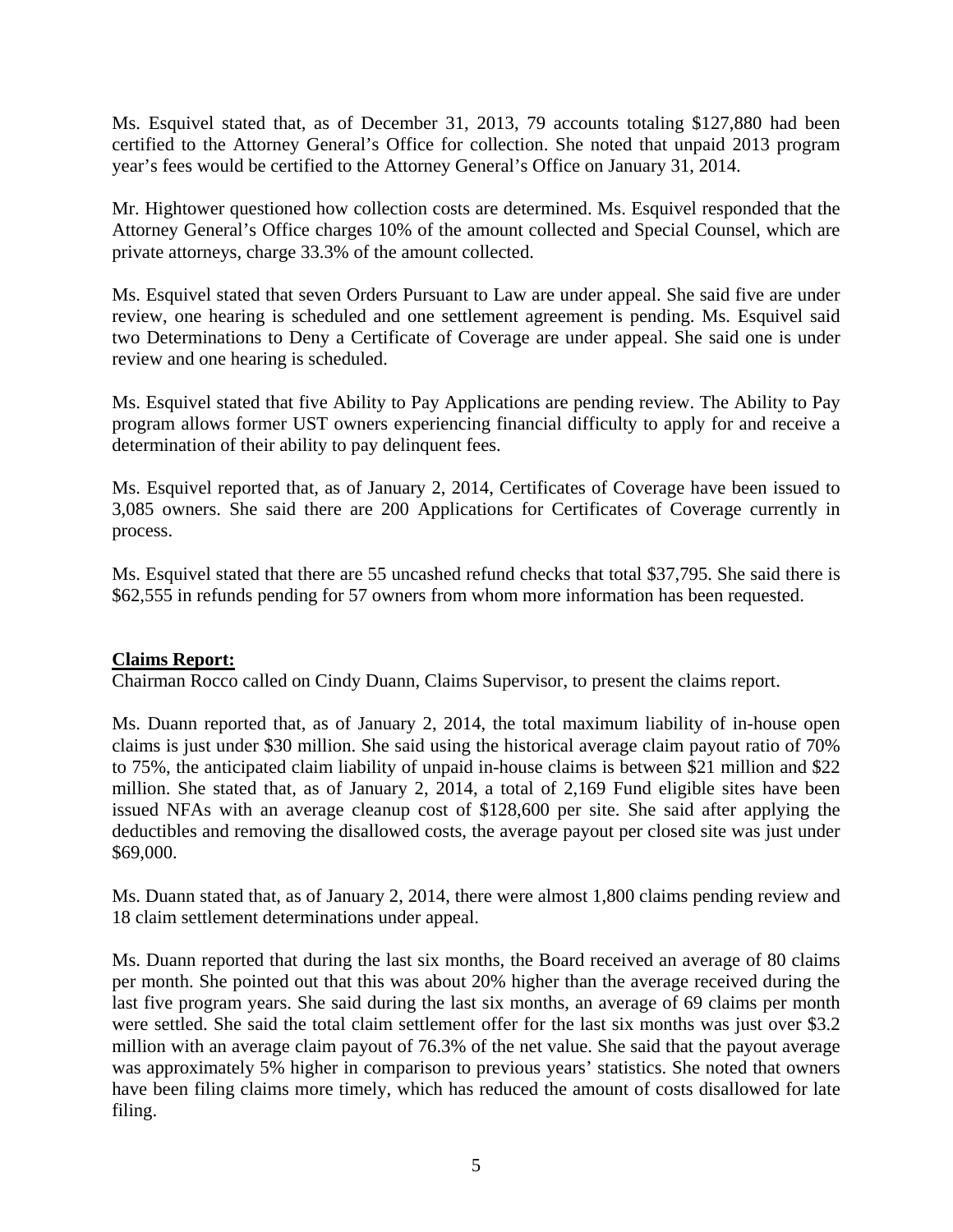Ms. Esquivel stated that, as of December 31, 2013, 79 accounts totaling $127,880 had been certified to the Attorney General's Office for collection. She noted that unpaid 2013 program year's fees would be certified to the Attorney General's Office on January 31, 2014.

Mr. Hightower questioned how collection costs are determined. Ms. Esquivel responded that the Attorney General's Office charges 10% of the amount collected and Special Counsel, which are private attorneys, charge 33.3% of the amount collected.

Ms. Esquivel stated that seven Orders Pursuant to Law are under appeal. She said five are under review, one hearing is scheduled and one settlement agreement is pending. Ms. Esquivel said two Determinations to Deny a Certificate of Coverage are under appeal. She said one is under review and one hearing is scheduled.

Ms. Esquivel stated that five Ability to Pay Applications are pending review. The Ability to Pay program allows former UST owners experiencing financial difficulty to apply for and receive a determination of their ability to pay delinquent fees.

Ms. Esquivel reported that, as of January 2, 2014, Certificates of Coverage have been issued to 3,085 owners. She said there are 200 Applications for Certificates of Coverage currently in process.

Ms. Esquivel stated that there are 55 uncashed refund checks that total $37,795. She said there is $62,555 in refunds pending for 57 owners from whom more information has been requested.

**Claims Report:**

Chairman Rocco called on Cindy Duann, Claims Supervisor, to present the claims report.

Ms. Duann reported that, as of January 2, 2014, the total maximum liability of in-house open claims is just under $30 million. She said using the historical average claim payout ratio of 70% to 75%, the anticipated claim liability of unpaid in-house claims is between $21 million and $22 million. She stated that, as of January 2, 2014, a total of 2,169 Fund eligible sites have been issued NFAs with an average cleanup cost of $128,600 per site. She said after applying the deductibles and removing the disallowed costs, the average payout per closed site was just under $69,000.

Ms. Duann stated that, as of January 2, 2014, there were almost 1,800 claims pending review and 18 claim settlement determinations under appeal.

Ms. Duann reported that during the last six months, the Board received an average of 80 claims per month. She pointed out that this was about 20% higher than the average received during the last five program years. She said during the last six months, an average of 69 claims per month were settled. She said the total claim settlement offer for the last six months was just over $3.2 million with an average claim payout of 76.3% of the net value. She said that the payout average was approximately 5% higher in comparison to previous years' statistics. She noted that owners have been filing claims more timely, which has reduced the amount of costs disallowed for late filing.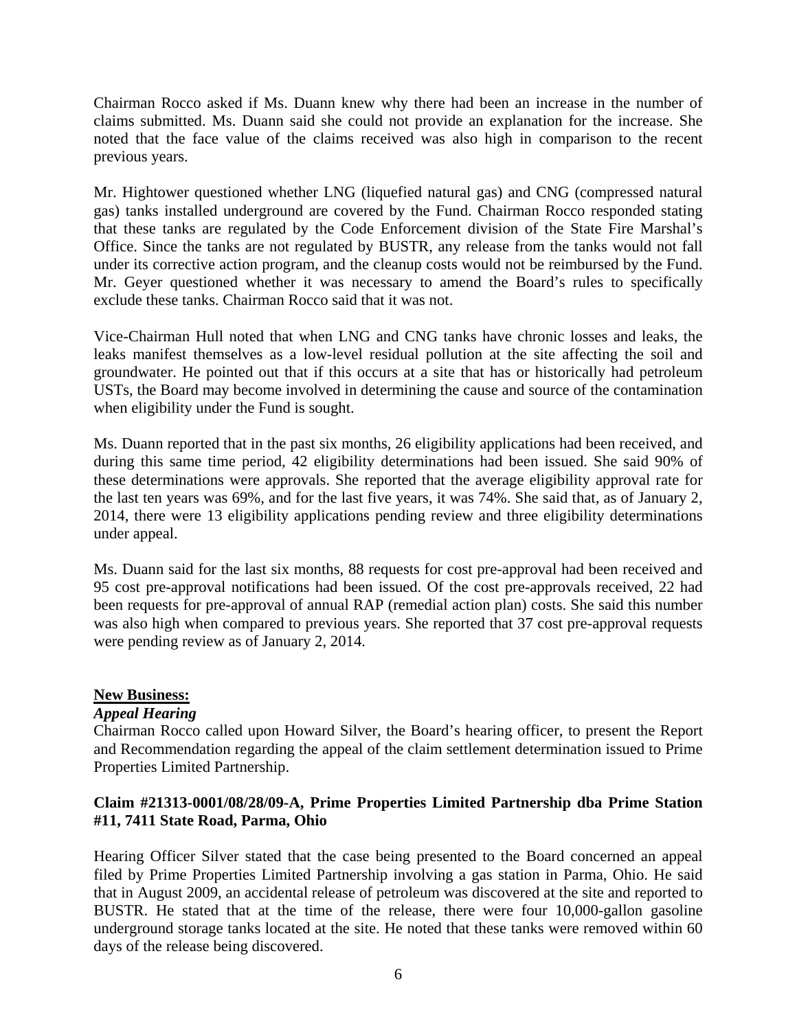Chairman Rocco asked if Ms. Duann knew why there had been an increase in the number of claims submitted. Ms. Duann said she could not provide an explanation for the increase. She noted that the face value of the claims received was also high in comparison to the recent previous years.

Mr. Hightower questioned whether LNG (liquefied natural gas) and CNG (compressed natural gas) tanks installed underground are covered by the Fund. Chairman Rocco responded stating that these tanks are regulated by the Code Enforcement division of the State Fire Marshal's Office. Since the tanks are not regulated by BUSTR, any release from the tanks would not fall under its corrective action program, and the cleanup costs would not be reimbursed by the Fund. Mr. Geyer questioned whether it was necessary to amend the Board's rules to specifically exclude these tanks. Chairman Rocco said that it was not.

Vice-Chairman Hull noted that when LNG and CNG tanks have chronic losses and leaks, the leaks manifest themselves as a low-level residual pollution at the site affecting the soil and groundwater. He pointed out that if this occurs at a site that has or historically had petroleum USTs, the Board may become involved in determining the cause and source of the contamination when eligibility under the Fund is sought.

Ms. Duann reported that in the past six months, 26 eligibility applications had been received, and during this same time period, 42 eligibility determinations had been issued. She said 90% of these determinations were approvals. She reported that the average eligibility approval rate for the last ten years was 69%, and for the last five years, it was 74%. She said that, as of January 2, 2014, there were 13 eligibility applications pending review and three eligibility determinations under appeal.

Ms. Duann said for the last six months, 88 requests for cost pre-approval had been received and 95 cost pre-approval notifications had been issued. Of the cost pre-approvals received, 22 had been requests for pre-approval of annual RAP (remedial action plan) costs. She said this number was also high when compared to previous years. She reported that 37 cost pre-approval requests were pending review as of January 2, 2014.

## New Business:

### *Appeal Hearing*

Chairman Rocco called upon Howard Silver, the Board's hearing officer, to present the Report and Recommendation regarding the appeal of the claim settlement determination issued to Prime Properties Limited Partnership.

**Claim #21313-0001/08/28/09-A, Prime Properties Limited Partnership dba Prime Station #11, 7411 State Road, Parma, Ohio**

Hearing Officer Silver stated that the case being presented to the Board concerned an appeal filed by Prime Properties Limited Partnership involving a gas station in Parma, Ohio. He said that in August 2009, an accidental release of petroleum was discovered at the site and reported to BUSTR. He stated that at the time of the release, there were four 10,000-gallon gasoline underground storage tanks located at the site. He noted that these tanks were removed within 60 days of the release being discovered.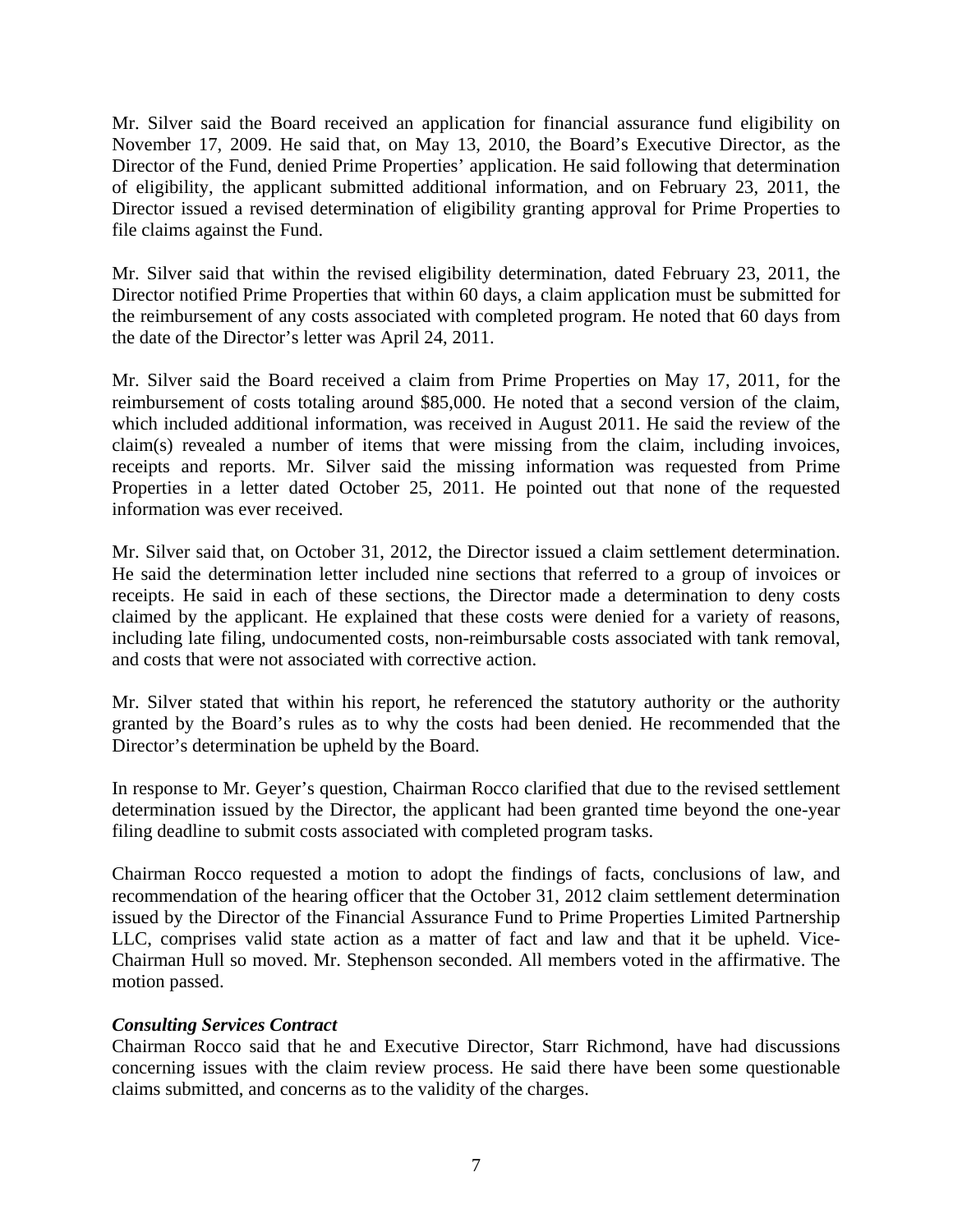Mr. Silver said the Board received an application for financial assurance fund eligibility on November 17, 2009. He said that, on May 13, 2010, the Board's Executive Director, as the Director of the Fund, denied Prime Properties' application. He said following that determination of eligibility, the applicant submitted additional information, and on February 23, 2011, the Director issued a revised determination of eligibility granting approval for Prime Properties to file claims against the Fund.

Mr. Silver said that within the revised eligibility determination, dated February 23, 2011, the Director notified Prime Properties that within 60 days, a claim application must be submitted for the reimbursement of any costs associated with completed program. He noted that 60 days from the date of the Director's letter was April 24, 2011.

Mr. Silver said the Board received a claim from Prime Properties on May 17, 2011, for the reimbursement of costs totaling around $85,000. He noted that a second version of the claim, which included additional information, was received in August 2011. He said the review of the claim(s) revealed a number of items that were missing from the claim, including invoices, receipts and reports. Mr. Silver said the missing information was requested from Prime Properties in a letter dated October 25, 2011. He pointed out that none of the requested information was ever received.

Mr. Silver said that, on October 31, 2012, the Director issued a claim settlement determination. He said the determination letter included nine sections that referred to a group of invoices or receipts. He said in each of these sections, the Director made a determination to deny costs claimed by the applicant. He explained that these costs were denied for a variety of reasons, including late filing, undocumented costs, non-reimbursable costs associated with tank removal, and costs that were not associated with corrective action.

Mr. Silver stated that within his report, he referenced the statutory authority or the authority granted by the Board's rules as to why the costs had been denied. He recommended that the Director's determination be upheld by the Board.

In response to Mr. Geyer's question, Chairman Rocco clarified that due to the revised settlement determination issued by the Director, the applicant had been granted time beyond the one-year filing deadline to submit costs associated with completed program tasks.

Chairman Rocco requested a motion to adopt the findings of facts, conclusions of law, and recommendation of the hearing officer that the October 31, 2012 claim settlement determination issued by the Director of the Financial Assurance Fund to Prime Properties Limited Partnership LLC, comprises valid state action as a matter of fact and law and that it be upheld. Vice-Chairman Hull so moved. Mr. Stephenson seconded. All members voted in the affirmative. The motion passed.

***Consulting Services Contract***

Chairman Rocco said that he and Executive Director, Starr Richmond, have had discussions concerning issues with the claim review process. He said there have been some questionable claims submitted, and concerns as to the validity of the charges.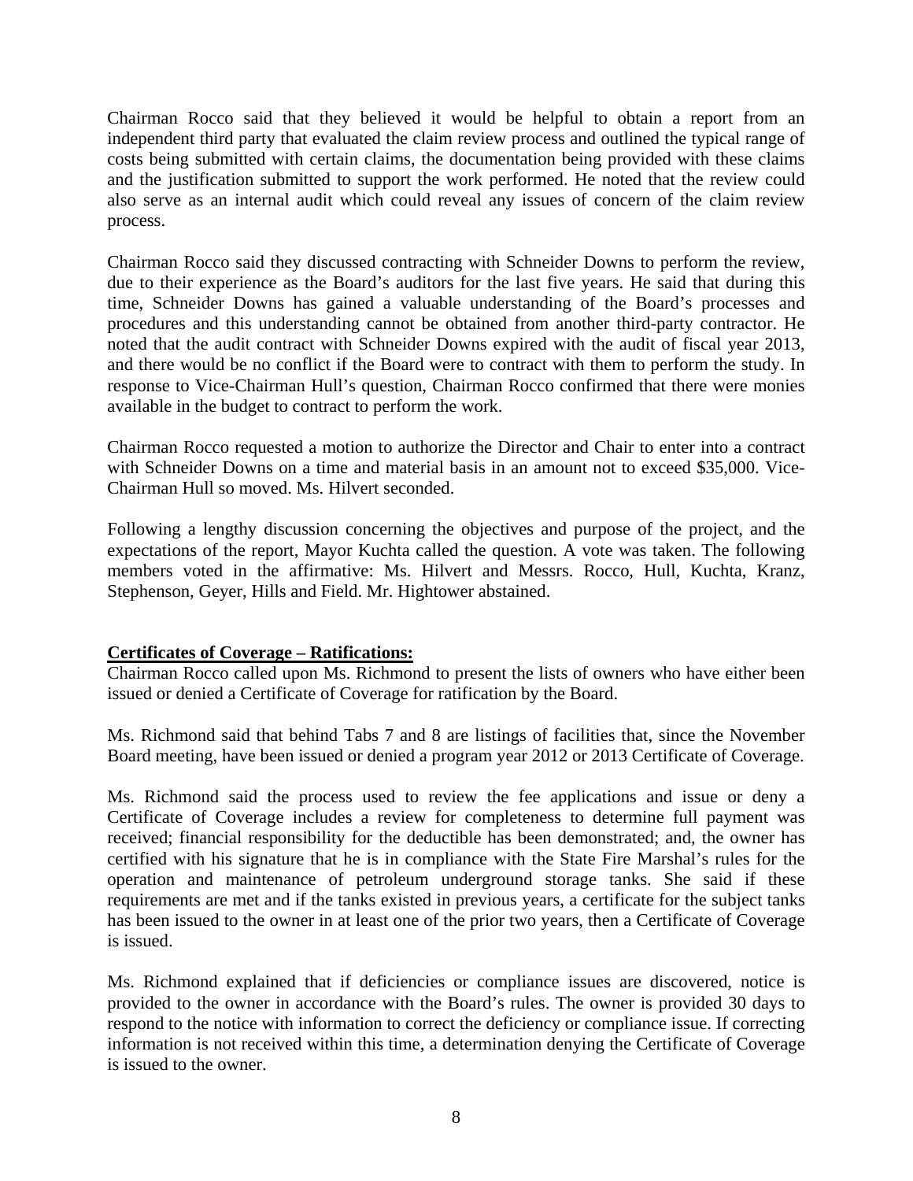Chairman Rocco said that they believed it would be helpful to obtain a report from an independent third party that evaluated the claim review process and outlined the typical range of costs being submitted with certain claims, the documentation being provided with these claims and the justification submitted to support the work performed. He noted that the review could also serve as an internal audit which could reveal any issues of concern of the claim review process.

Chairman Rocco said they discussed contracting with Schneider Downs to perform the review, due to their experience as the Board's auditors for the last five years. He said that during this time, Schneider Downs has gained a valuable understanding of the Board's processes and procedures and this understanding cannot be obtained from another third-party contractor. He noted that the audit contract with Schneider Downs expired with the audit of fiscal year 2013, and there would be no conflict if the Board were to contract with them to perform the study. In response to Vice-Chairman Hull's question, Chairman Rocco confirmed that there were monies available in the budget to contract to perform the work.

Chairman Rocco requested a motion to authorize the Director and Chair to enter into a contract with Schneider Downs on a time and material basis in an amount not to exceed $35,000. Vice-Chairman Hull so moved. Ms. Hilvert seconded.

Following a lengthy discussion concerning the objectives and purpose of the project, and the expectations of the report, Mayor Kuchta called the question. A vote was taken. The following members voted in the affirmative: Ms. Hilvert and Messrs. Rocco, Hull, Kuchta, Kranz, Stephenson, Geyer, Hills and Field. Mr. Hightower abstained.

**Certificates of Coverage – Ratifications:**

Chairman Rocco called upon Ms. Richmond to present the lists of owners who have either been issued or denied a Certificate of Coverage for ratification by the Board.

Ms. Richmond said that behind Tabs 7 and 8 are listings of facilities that, since the November Board meeting, have been issued or denied a program year 2012 or 2013 Certificate of Coverage.

Ms. Richmond said the process used to review the fee applications and issue or deny a Certificate of Coverage includes a review for completeness to determine full payment was received; financial responsibility for the deductible has been demonstrated; and, the owner has certified with his signature that he is in compliance with the State Fire Marshal's rules for the operation and maintenance of petroleum underground storage tanks. She said if these requirements are met and if the tanks existed in previous years, a certificate for the subject tanks has been issued to the owner in at least one of the prior two years, then a Certificate of Coverage is issued.

Ms. Richmond explained that if deficiencies or compliance issues are discovered, notice is provided to the owner in accordance with the Board's rules. The owner is provided 30 days to respond to the notice with information to correct the deficiency or compliance issue. If correcting information is not received within this time, a determination denying the Certificate of Coverage is issued to the owner.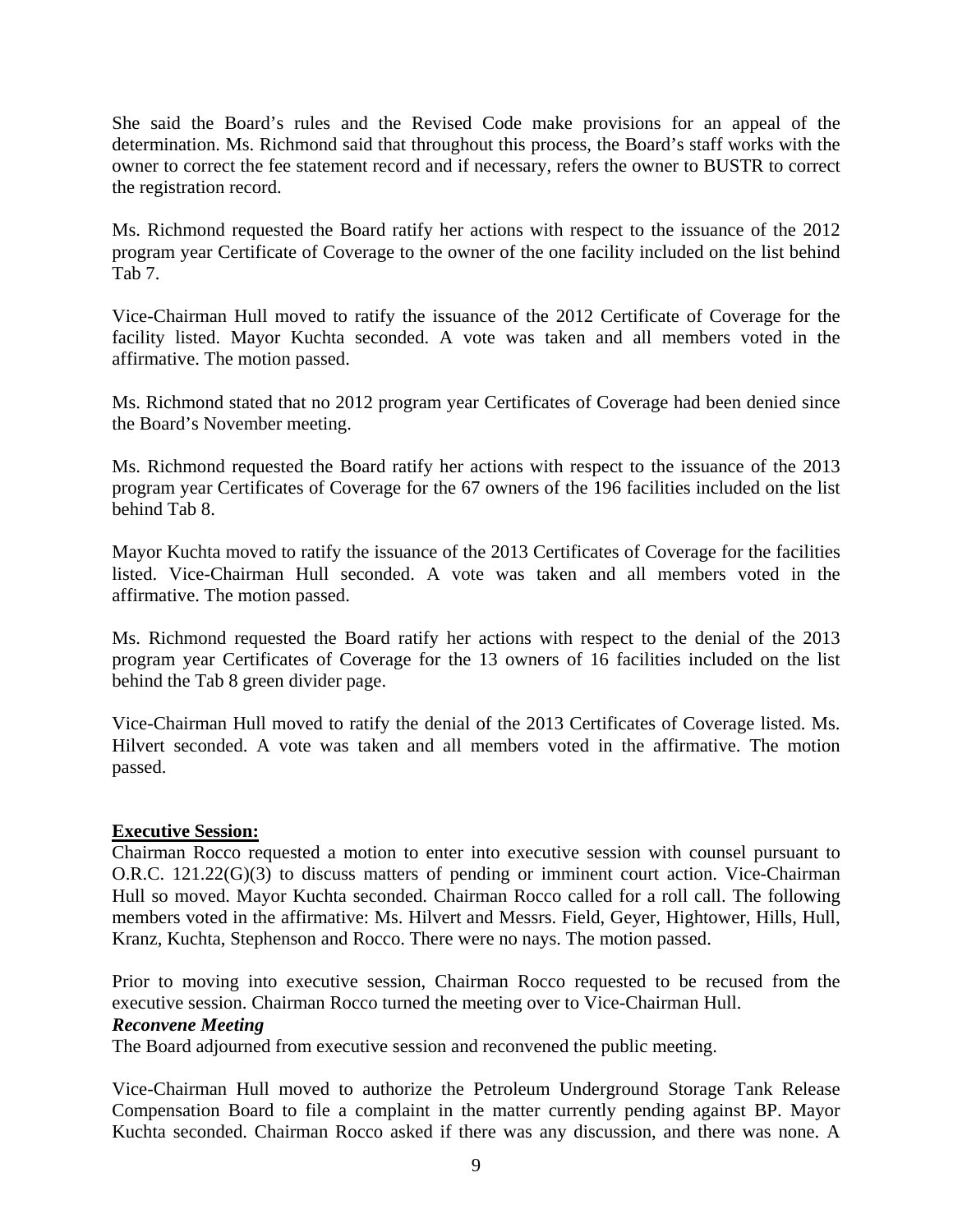She said the Board's rules and the Revised Code make provisions for an appeal of the determination. Ms. Richmond said that throughout this process, the Board's staff works with the owner to correct the fee statement record and if necessary, refers the owner to BUSTR to correct the registration record.

Ms. Richmond requested the Board ratify her actions with respect to the issuance of the 2012 program year Certificate of Coverage to the owner of the one facility included on the list behind Tab 7.

Vice-Chairman Hull moved to ratify the issuance of the 2012 Certificate of Coverage for the facility listed. Mayor Kuchta seconded. A vote was taken and all members voted in the affirmative. The motion passed.

Ms. Richmond stated that no 2012 program year Certificates of Coverage had been denied since the Board's November meeting.

Ms. Richmond requested the Board ratify her actions with respect to the issuance of the 2013 program year Certificates of Coverage for the 67 owners of the 196 facilities included on the list behind Tab 8.

Mayor Kuchta moved to ratify the issuance of the 2013 Certificates of Coverage for the facilities listed. Vice-Chairman Hull seconded. A vote was taken and all members voted in the affirmative. The motion passed.

Ms. Richmond requested the Board ratify her actions with respect to the denial of the 2013 program year Certificates of Coverage for the 13 owners of 16 facilities included on the list behind the Tab 8 green divider page.

Vice-Chairman Hull moved to ratify the denial of the 2013 Certificates of Coverage listed. Ms. Hilvert seconded. A vote was taken and all members voted in the affirmative. The motion passed.

**Executive Session:**

Chairman Rocco requested a motion to enter into executive session with counsel pursuant to O.R.C. 121.22(G)(3) to discuss matters of pending or imminent court action. Vice-Chairman Hull so moved. Mayor Kuchta seconded. Chairman Rocco called for a roll call. The following members voted in the affirmative: Ms. Hilvert and Messrs. Field, Geyer, Hightower, Hills, Hull, Kranz, Kuchta, Stephenson and Rocco. There were no nays. The motion passed.

Prior to moving into executive session, Chairman Rocco requested to be recused from the executive session. Chairman Rocco turned the meeting over to Vice-Chairman Hull.

***Reconvene Meeting***

The Board adjourned from executive session and reconvened the public meeting.

Vice-Chairman Hull moved to authorize the Petroleum Underground Storage Tank Release Compensation Board to file a complaint in the matter currently pending against BP. Mayor Kuchta seconded. Chairman Rocco asked if there was any discussion, and there was none. A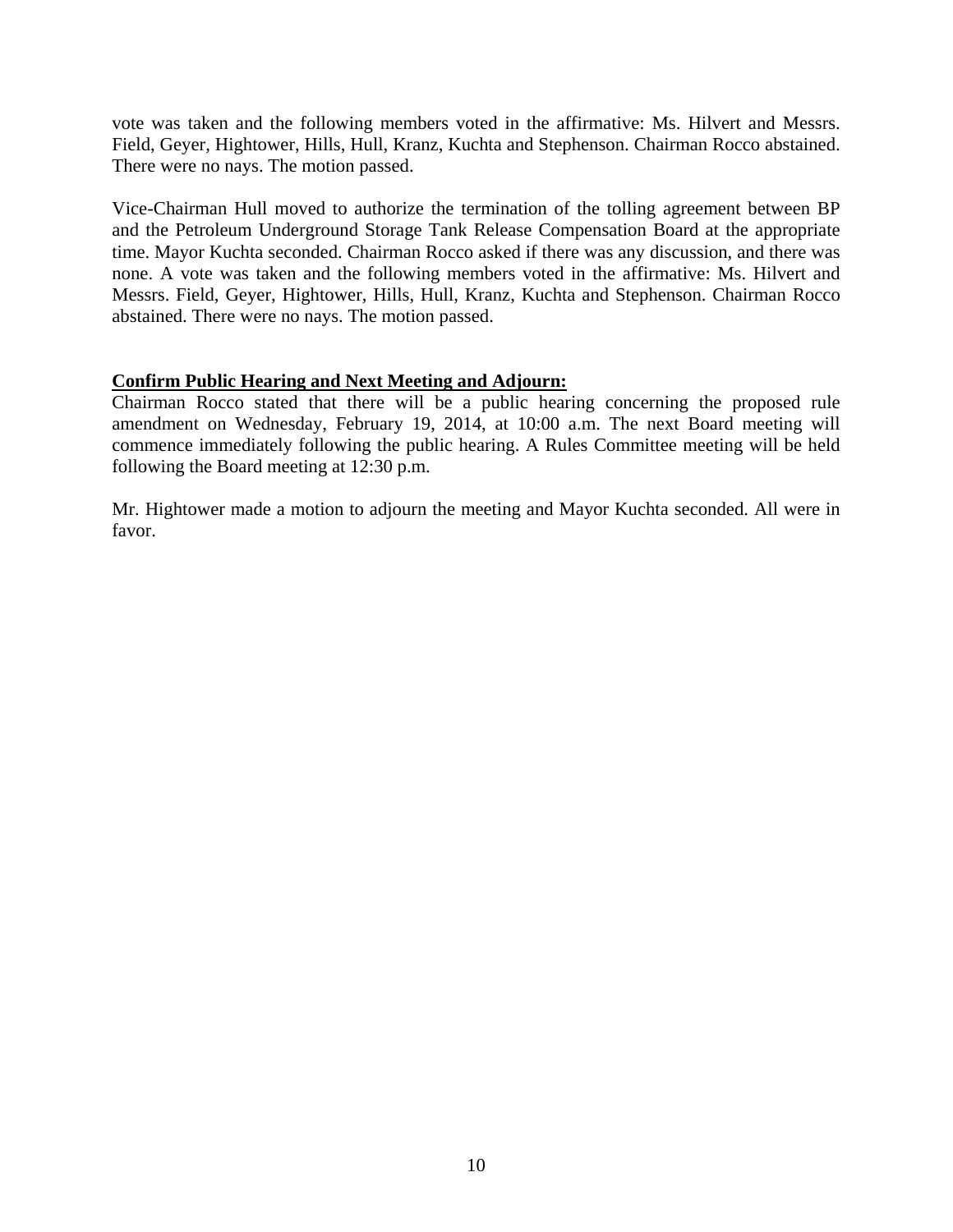vote was taken and the following members voted in the affirmative: Ms. Hilvert and Messrs. Field, Geyer, Hightower, Hills, Hull, Kranz, Kuchta and Stephenson. Chairman Rocco abstained. There were no nays. The motion passed.

Vice-Chairman Hull moved to authorize the termination of the tolling agreement between BP and the Petroleum Underground Storage Tank Release Compensation Board at the appropriate time. Mayor Kuchta seconded. Chairman Rocco asked if there was any discussion, and there was none. A vote was taken and the following members voted in the affirmative: Ms. Hilvert and Messrs. Field, Geyer, Hightower, Hills, Hull, Kranz, Kuchta and Stephenson. Chairman Rocco abstained. There were no nays. The motion passed.

**Confirm Public Hearing and Next Meeting and Adjourn:**

Chairman Rocco stated that there will be a public hearing concerning the proposed rule amendment on Wednesday, February 19, 2014, at 10:00 a.m. The next Board meeting will commence immediately following the public hearing. A Rules Committee meeting will be held following the Board meeting at 12:30 p.m.

Mr. Hightower made a motion to adjourn the meeting and Mayor Kuchta seconded. All were in favor.